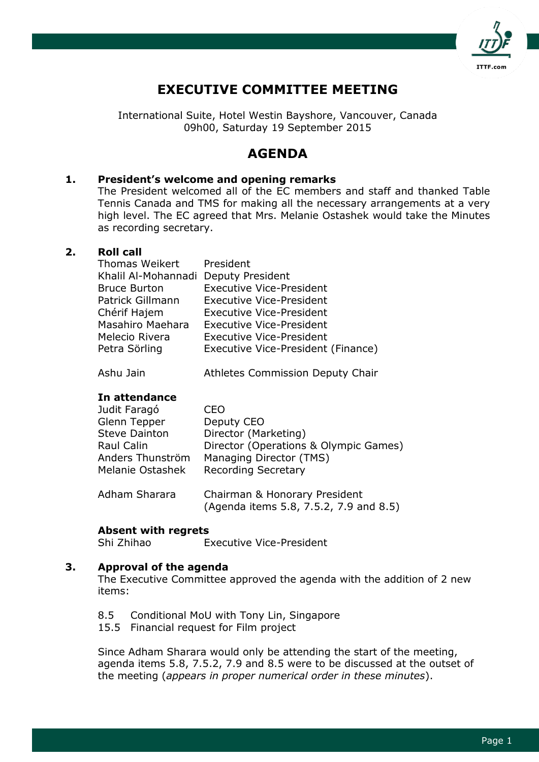# EXECUTIVE COMMITTEE MEETING

International Suite, Hotel Westin Bayshore, Vancouver, Canada
09h00, Saturday 19 September 2015

## AGENDA

### 1. President's welcome and opening remarks

The President welcomed all of the EC members and staff and thanked Table Tennis Canada and TMS for making all the necessary arrangements at a very high level. The EC agreed that Mrs. Melanie Ostashek would take the Minutes as recording secretary.

### 2. Roll call

| | |
|---|---|
| Thomas Weikert | President |
| Khalil Al-Mohannadi | Deputy President |
| Bruce Burton | Executive Vice-President |
| Patrick Gillmann | Executive Vice-President |
| Chérif Hajem | Executive Vice-President |
| Masahiro Maehara | Executive Vice-President |
| Melecio Rivera | Executive Vice-President |
| Petra Sörling | Executive Vice-President (Finance) |
| Ashu Jain | Athletes Commission Deputy Chair |

**In attendance**

| | |
|---|---|
| Judit Faragó | CEO |
| Glenn Tepper | Deputy CEO |
| Steve Dainton | Director (Marketing) |
| Raul Calin | Director (Operations & Olympic Games) |
| Anders Thunström | Managing Director (TMS) |
| Melanie Ostashek | Recording Secretary |
| Adham Sharara | Chairman & Honorary President (Agenda items 5.8, 7.5.2, 7.9 and 8.5) |

**Absent with regrets**

| | |
|---|---|
| Shi Zhihao | Executive Vice-President |

### 3. Approval of the agenda

The Executive Committee approved the agenda with the addition of 2 new items:

8.5 Conditional MoU with Tony Lin, Singapore
15.5 Financial request for Film project

Since Adham Sharara would only be attending the start of the meeting, agenda items 5.8, 7.5.2, 7.9 and 8.5 were to be discussed at the outset of the meeting (*appears in proper numerical order in these minutes*).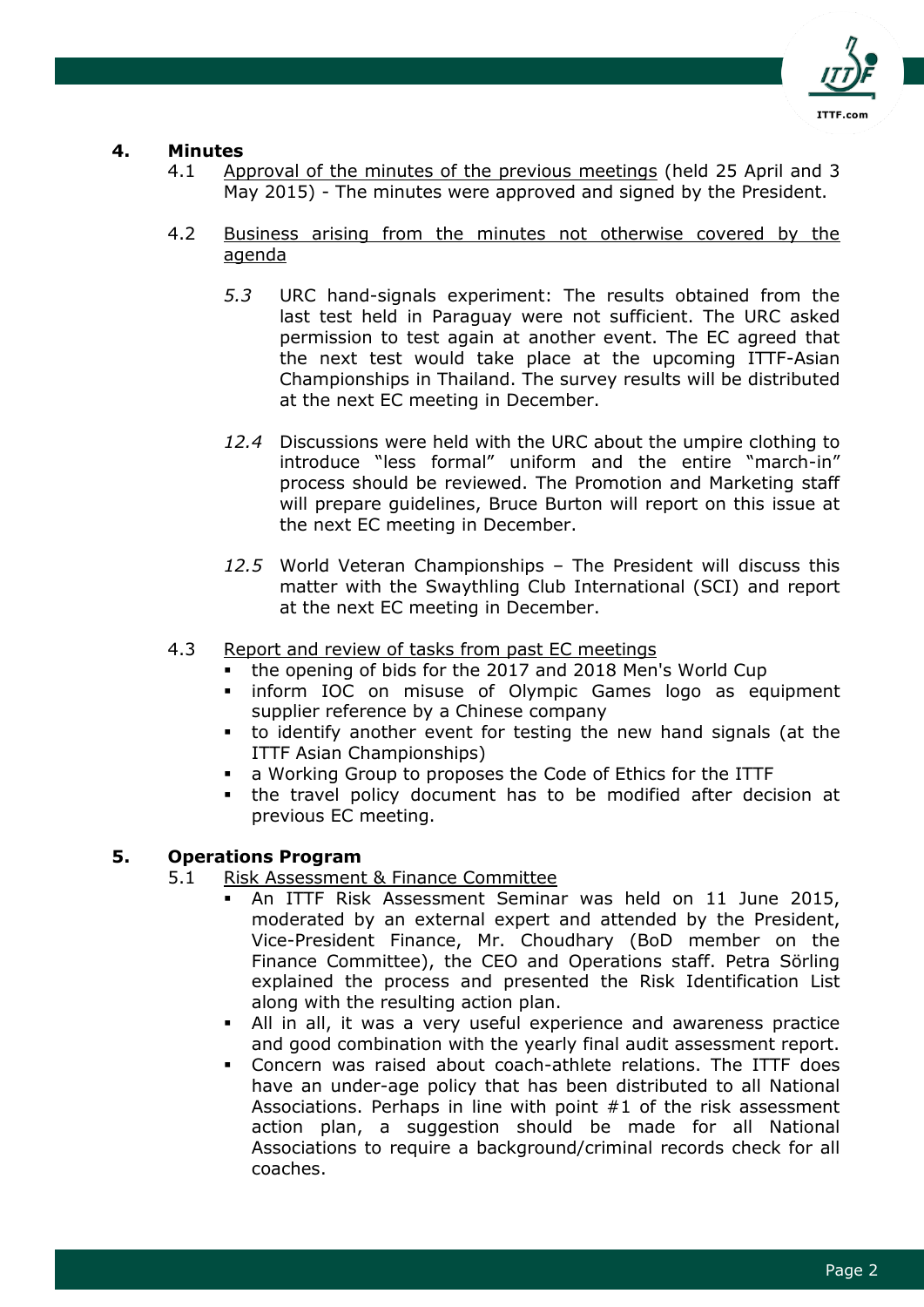## 4. Minutes

4.1 Approval of the minutes of the previous meetings (held 25 April and 3 May 2015) - The minutes were approved and signed by the President.

4.2 Business arising from the minutes not otherwise covered by the agenda

*5.3* URC hand-signals experiment: The results obtained from the last test held in Paraguay were not sufficient. The URC asked permission to test again at another event. The EC agreed that the next test would take place at the upcoming ITTF-Asian Championships in Thailand. The survey results will be distributed at the next EC meeting in December.

*12.4* Discussions were held with the URC about the umpire clothing to introduce "less formal" uniform and the entire "march-in" process should be reviewed. The Promotion and Marketing staff will prepare guidelines, Bruce Burton will report on this issue at the next EC meeting in December.

*12.5* World Veteran Championships – The President will discuss this matter with the Swaythling Club International (SCI) and report at the next EC meeting in December.

4.3 Report and review of tasks from past EC meetings

- the opening of bids for the 2017 and 2018 Men's World Cup
- inform IOC on misuse of Olympic Games logo as equipment supplier reference by a Chinese company
- to identify another event for testing the new hand signals (at the ITTF Asian Championships)
- a Working Group to proposes the Code of Ethics for the ITTF
- the travel policy document has to be modified after decision at previous EC meeting.

## 5. Operations Program

5.1 Risk Assessment & Finance Committee

- An ITTF Risk Assessment Seminar was held on 11 June 2015, moderated by an external expert and attended by the President, Vice-President Finance, Mr. Choudhary (BoD member on the Finance Committee), the CEO and Operations staff. Petra Sörling explained the process and presented the Risk Identification List along with the resulting action plan.
- All in all, it was a very useful experience and awareness practice and good combination with the yearly final audit assessment report.
- Concern was raised about coach-athlete relations. The ITTF does have an under-age policy that has been distributed to all National Associations. Perhaps in line with point #1 of the risk assessment action plan, a suggestion should be made for all National Associations to require a background/criminal records check for all coaches.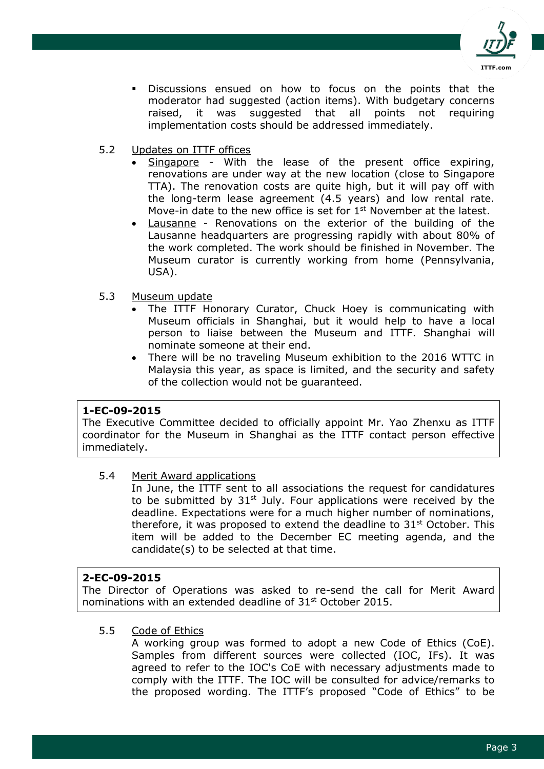- Discussions ensued on how to focus on the points that the moderator had suggested (action items). With budgetary concerns raised, it was suggested that all points not requiring implementation costs should be addressed immediately.

5.2 Updates on ITTF offices

- Singapore - With the lease of the present office expiring, renovations are under way at the new location (close to Singapore TTA). The renovation costs are quite high, but it will pay off with the long-term lease agreement (4.5 years) and low rental rate. Move-in date to the new office is set for 1st November at the latest.
- Lausanne - Renovations on the exterior of the building of the Lausanne headquarters are progressing rapidly with about 80% of the work completed. The work should be finished in November. The Museum curator is currently working from home (Pennsylvania, USA).

5.3 Museum update

- The ITTF Honorary Curator, Chuck Hoey is communicating with Museum officials in Shanghai, but it would help to have a local person to liaise between the Museum and ITTF. Shanghai will nominate someone at their end.
- There will be no traveling Museum exhibition to the 2016 WTTC in Malaysia this year, as space is limited, and the security and safety of the collection would not be guaranteed.

**1-EC-09-2015**
The Executive Committee decided to officially appoint Mr. Yao Zhenxu as ITTF coordinator for the Museum in Shanghai as the ITTF contact person effective immediately.

5.4 Merit Award applications

In June, the ITTF sent to all associations the request for candidatures to be submitted by 31st July. Four applications were received by the deadline. Expectations were for a much higher number of nominations, therefore, it was proposed to extend the deadline to 31st October. This item will be added to the December EC meeting agenda, and the candidate(s) to be selected at that time.

**2-EC-09-2015**
The Director of Operations was asked to re-send the call for Merit Award nominations with an extended deadline of 31st October 2015.

5.5 Code of Ethics

A working group was formed to adopt a new Code of Ethics (CoE). Samples from different sources were collected (IOC, IFs). It was agreed to refer to the IOC's CoE with necessary adjustments made to comply with the ITTF. The IOC will be consulted for advice/remarks to the proposed wording. The ITTF's proposed "Code of Ethics" to be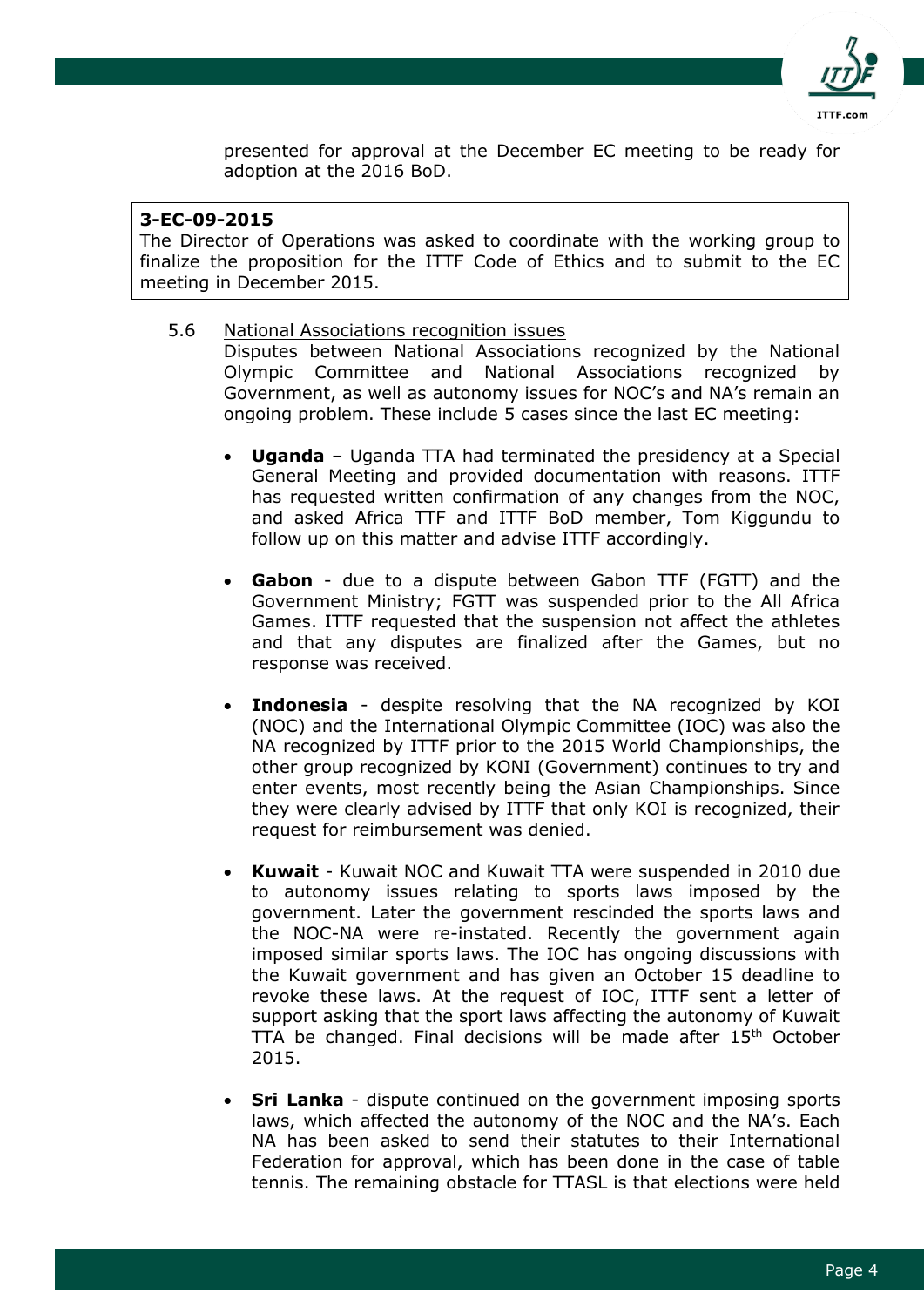presented for approval at the December EC meeting to be ready for adoption at the 2016 BoD.

> **3-EC-09-2015**
> The Director of Operations was asked to coordinate with the working group to finalize the proposition for the ITTF Code of Ethics and to submit to the EC meeting in December 2015.

5.6 National Associations recognition issues

Disputes between National Associations recognized by the National Olympic Committee and National Associations recognized by Government, as well as autonomy issues for NOC's and NA's remain an ongoing problem. These include 5 cases since the last EC meeting:

- **Uganda** – Uganda TTA had terminated the presidency at a Special General Meeting and provided documentation with reasons. ITTF has requested written confirmation of any changes from the NOC, and asked Africa TTF and ITTF BoD member, Tom Kiggundu to follow up on this matter and advise ITTF accordingly.

- **Gabon** - due to a dispute between Gabon TTF (FGTT) and the Government Ministry; FGTT was suspended prior to the All Africa Games. ITTF requested that the suspension not affect the athletes and that any disputes are finalized after the Games, but no response was received.

- **Indonesia** - despite resolving that the NA recognized by KOI (NOC) and the International Olympic Committee (IOC) was also the NA recognized by ITTF prior to the 2015 World Championships, the other group recognized by KONI (Government) continues to try and enter events, most recently being the Asian Championships. Since they were clearly advised by ITTF that only KOI is recognized, their request for reimbursement was denied.

- **Kuwait** - Kuwait NOC and Kuwait TTA were suspended in 2010 due to autonomy issues relating to sports laws imposed by the government. Later the government rescinded the sports laws and the NOC-NA were re-instated. Recently the government again imposed similar sports laws. The IOC has ongoing discussions with the Kuwait government and has given an October 15 deadline to revoke these laws. At the request of IOC, ITTF sent a letter of support asking that the sport laws affecting the autonomy of Kuwait TTA be changed. Final decisions will be made after 15th October 2015.

- **Sri Lanka** - dispute continued on the government imposing sports laws, which affected the autonomy of the NOC and the NA's. Each NA has been asked to send their statutes to their International Federation for approval, which has been done in the case of table tennis. The remaining obstacle for TTASL is that elections were held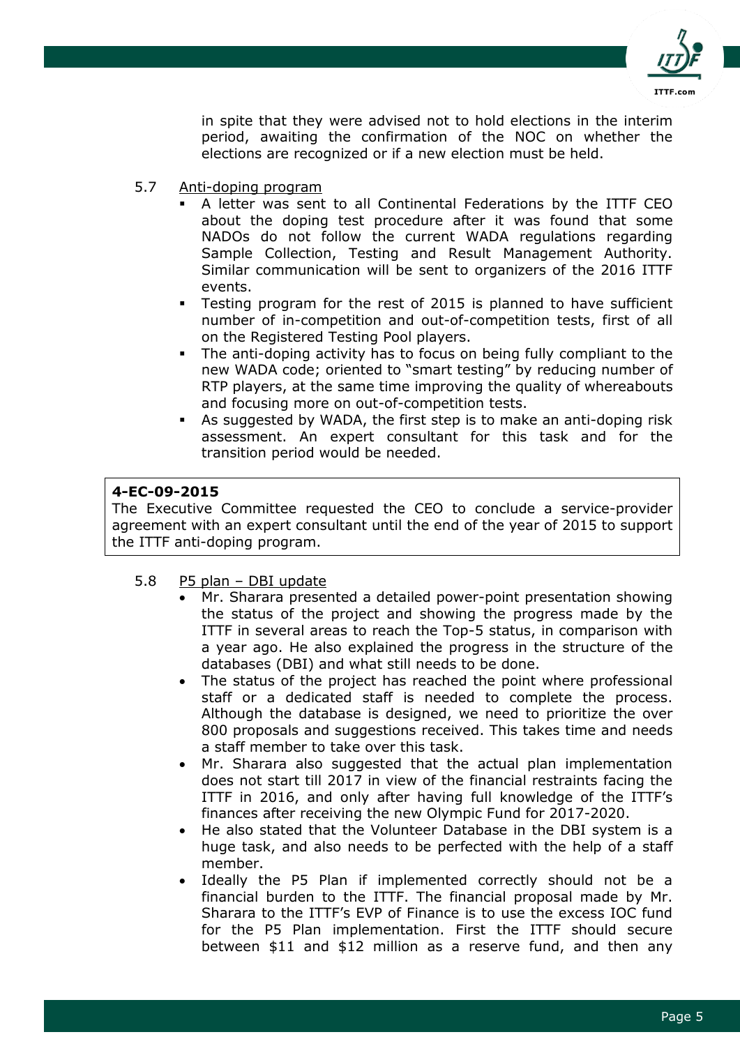in spite that they were advised not to hold elections in the interim period, awaiting the confirmation of the NOC on whether the elections are recognized or if a new election must be held.

5.7 Anti-doping program

- A letter was sent to all Continental Federations by the ITTF CEO about the doping test procedure after it was found that some NADOs do not follow the current WADA regulations regarding Sample Collection, Testing and Result Management Authority. Similar communication will be sent to organizers of the 2016 ITTF events.
- Testing program for the rest of 2015 is planned to have sufficient number of in-competition and out-of-competition tests, first of all on the Registered Testing Pool players.
- The anti-doping activity has to focus on being fully compliant to the new WADA code; oriented to "smart testing" by reducing number of RTP players, at the same time improving the quality of whereabouts and focusing more on out-of-competition tests.
- As suggested by WADA, the first step is to make an anti-doping risk assessment. An expert consultant for this task and for the transition period would be needed.

**4-EC-09-2015**
The Executive Committee requested the CEO to conclude a service-provider agreement with an expert consultant until the end of the year of 2015 to support the ITTF anti-doping program.

5.8 P5 plan – DBI update

- Mr. Sharara presented a detailed power-point presentation showing the status of the project and showing the progress made by the ITTF in several areas to reach the Top-5 status, in comparison with a year ago. He also explained the progress in the structure of the databases (DBI) and what still needs to be done.
- The status of the project has reached the point where professional staff or a dedicated staff is needed to complete the process. Although the database is designed, we need to prioritize the over 800 proposals and suggestions received. This takes time and needs a staff member to take over this task.
- Mr. Sharara also suggested that the actual plan implementation does not start till 2017 in view of the financial restraints facing the ITTF in 2016, and only after having full knowledge of the ITTF's finances after receiving the new Olympic Fund for 2017-2020.
- He also stated that the Volunteer Database in the DBI system is a huge task, and also needs to be perfected with the help of a staff member.
- Ideally the P5 Plan if implemented correctly should not be a financial burden to the ITTF. The financial proposal made by Mr. Sharara to the ITTF's EVP of Finance is to use the excess IOC fund for the P5 Plan implementation. First the ITTF should secure between $11 and $12 million as a reserve fund, and then any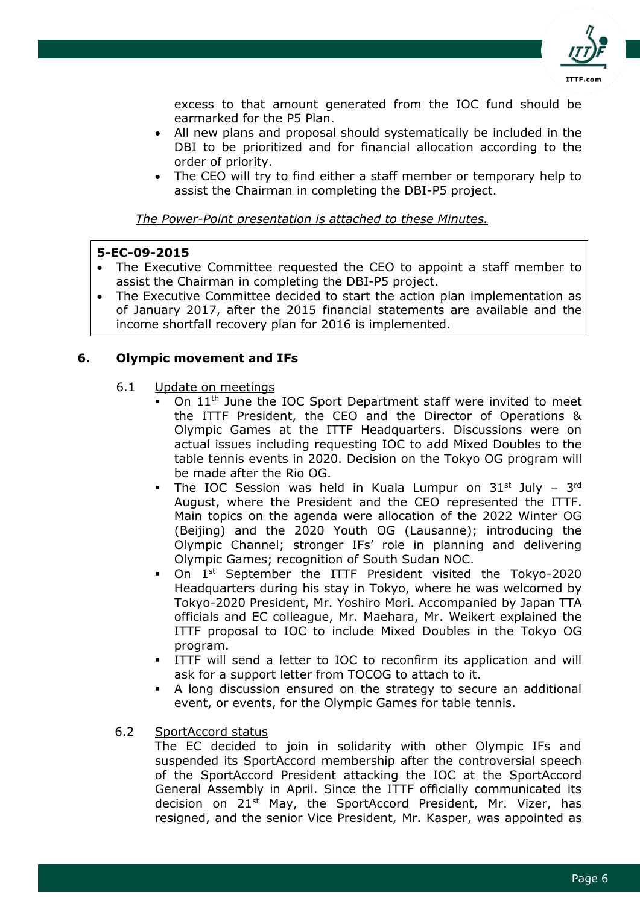excess to that amount generated from the IOC fund should be earmarked for the P5 Plan.

- All new plans and proposal should systematically be included in the DBI to be prioritized and for financial allocation according to the order of priority.
- The CEO will try to find either a staff member or temporary help to assist the Chairman in completing the DBI-P5 project.

*The Power-Point presentation is attached to these Minutes.*

> **5-EC-09-2015**
> - The Executive Committee requested the CEO to appoint a staff member to assist the Chairman in completing the DBI-P5 project.
> - The Executive Committee decided to start the action plan implementation as of January 2017, after the 2015 financial statements are available and the income shortfall recovery plan for 2016 is implemented.

## 6. Olympic movement and IFs

6.1 Update on meetings

- On 11th June the IOC Sport Department staff were invited to meet the ITTF President, the CEO and the Director of Operations & Olympic Games at the ITTF Headquarters. Discussions were on actual issues including requesting IOC to add Mixed Doubles to the table tennis events in 2020. Decision on the Tokyo OG program will be made after the Rio OG.
- The IOC Session was held in Kuala Lumpur on 31st July – 3rd August, where the President and the CEO represented the ITTF. Main topics on the agenda were allocation of the 2022 Winter OG (Beijing) and the 2020 Youth OG (Lausanne); introducing the Olympic Channel; stronger IFs' role in planning and delivering Olympic Games; recognition of South Sudan NOC.
- On 1st September the ITTF President visited the Tokyo-2020 Headquarters during his stay in Tokyo, where he was welcomed by Tokyo-2020 President, Mr. Yoshiro Mori. Accompanied by Japan TTA officials and EC colleague, Mr. Maehara, Mr. Weikert explained the ITTF proposal to IOC to include Mixed Doubles in the Tokyo OG program.
- ITTF will send a letter to IOC to reconfirm its application and will ask for a support letter from TOCOG to attach to it.
- A long discussion ensured on the strategy to secure an additional event, or events, for the Olympic Games for table tennis.

6.2 SportAccord status

The EC decided to join in solidarity with other Olympic IFs and suspended its SportAccord membership after the controversial speech of the SportAccord President attacking the IOC at the SportAccord General Assembly in April. Since the ITTF officially communicated its decision on 21st May, the SportAccord President, Mr. Vizer, has resigned, and the senior Vice President, Mr. Kasper, was appointed as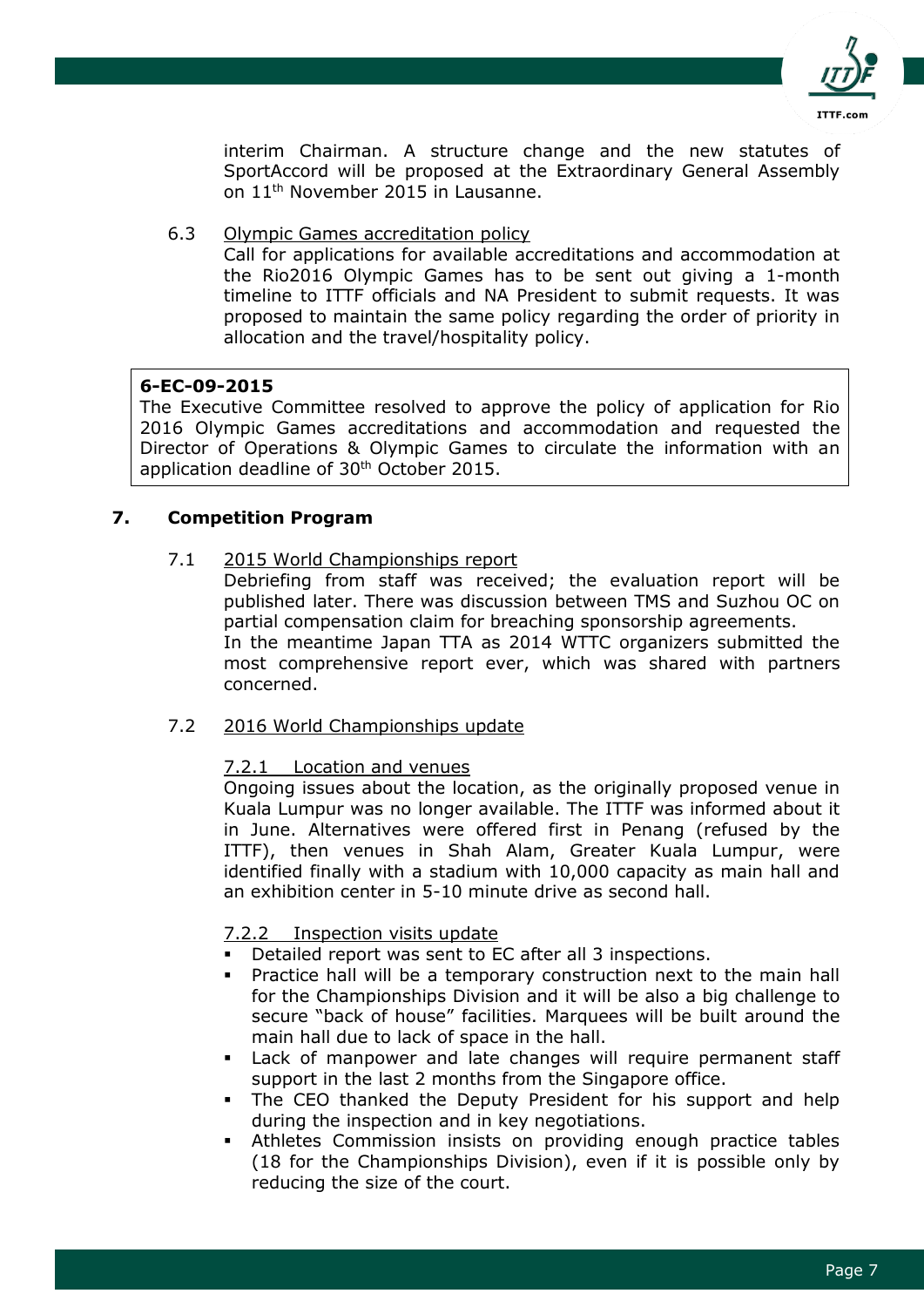interim Chairman. A structure change and the new statutes of SportAccord will be proposed at the Extraordinary General Assembly on 11th November 2015 in Lausanne.

6.3 Olympic Games accreditation policy

Call for applications for available accreditations and accommodation at the Rio2016 Olympic Games has to be sent out giving a 1-month timeline to ITTF officials and NA President to submit requests. It was proposed to maintain the same policy regarding the order of priority in allocation and the travel/hospitality policy.

> **6-EC-09-2015**
> The Executive Committee resolved to approve the policy of application for Rio 2016 Olympic Games accreditations and accommodation and requested the Director of Operations & Olympic Games to circulate the information with an application deadline of 30th October 2015.

## 7. Competition Program

7.1 2015 World Championships report

Debriefing from staff was received; the evaluation report will be published later. There was discussion between TMS and Suzhou OC on partial compensation claim for breaching sponsorship agreements.
In the meantime Japan TTA as 2014 WTTC organizers submitted the most comprehensive report ever, which was shared with partners concerned.

7.2 2016 World Championships update

7.2.1 Location and venues

Ongoing issues about the location, as the originally proposed venue in Kuala Lumpur was no longer available. The ITTF was informed about it in June. Alternatives were offered first in Penang (refused by the ITTF), then venues in Shah Alam, Greater Kuala Lumpur, were identified finally with a stadium with 10,000 capacity as main hall and an exhibition center in 5-10 minute drive as second hall.

7.2.2 Inspection visits update

- Detailed report was sent to EC after all 3 inspections.
- Practice hall will be a temporary construction next to the main hall for the Championships Division and it will be also a big challenge to secure "back of house" facilities. Marquees will be built around the main hall due to lack of space in the hall.
- Lack of manpower and late changes will require permanent staff support in the last 2 months from the Singapore office.
- The CEO thanked the Deputy President for his support and help during the inspection and in key negotiations.
- Athletes Commission insists on providing enough practice tables (18 for the Championships Division), even if it is possible only by reducing the size of the court.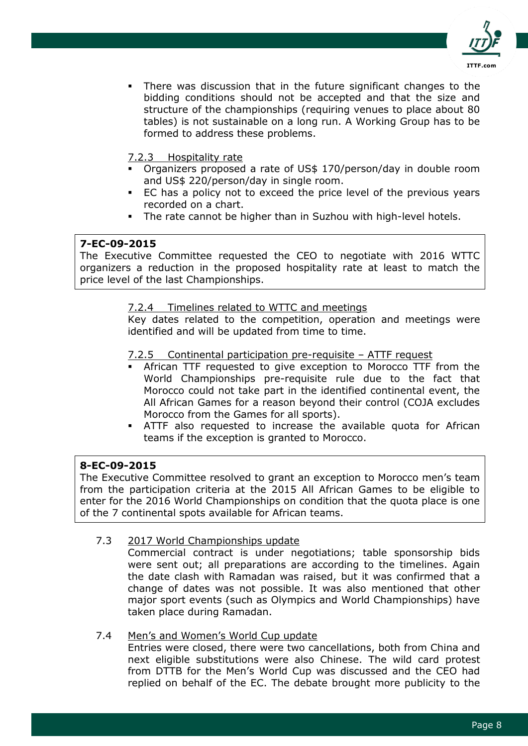- There was discussion that in the future significant changes to the bidding conditions should not be accepted and that the size and structure of the championships (requiring venues to place about 80 tables) is not sustainable on a long run. A Working Group has to be formed to address these problems.

7.2.3 Hospitality rate

- Organizers proposed a rate of US$ 170/person/day in double room and US$ 220/person/day in single room.
- EC has a policy not to exceed the price level of the previous years recorded on a chart.
- The rate cannot be higher than in Suzhou with high-level hotels.

**7-EC-09-2015**
The Executive Committee requested the CEO to negotiate with 2016 WTTC organizers a reduction in the proposed hospitality rate at least to match the price level of the last Championships.

7.2.4 Timelines related to WTTC and meetings

Key dates related to the competition, operation and meetings were identified and will be updated from time to time.

7.2.5 Continental participation pre-requisite – ATTF request

- African TTF requested to give exception to Morocco TTF from the World Championships pre-requisite rule due to the fact that Morocco could not take part in the identified continental event, the All African Games for a reason beyond their control (COJA excludes Morocco from the Games for all sports).
- ATTF also requested to increase the available quota for African teams if the exception is granted to Morocco.

**8-EC-09-2015**
The Executive Committee resolved to grant an exception to Morocco men's team from the participation criteria at the 2015 All African Games to be eligible to enter for the 2016 World Championships on condition that the quota place is one of the 7 continental spots available for African teams.

7.3 2017 World Championships update

Commercial contract is under negotiations; table sponsorship bids were sent out; all preparations are according to the timelines. Again the date clash with Ramadan was raised, but it was confirmed that a change of dates was not possible. It was also mentioned that other major sport events (such as Olympics and World Championships) have taken place during Ramadan.

7.4 Men's and Women's World Cup update

Entries were closed, there were two cancellations, both from China and next eligible substitutions were also Chinese. The wild card protest from DTTB for the Men's World Cup was discussed and the CEO had replied on behalf of the EC. The debate brought more publicity to the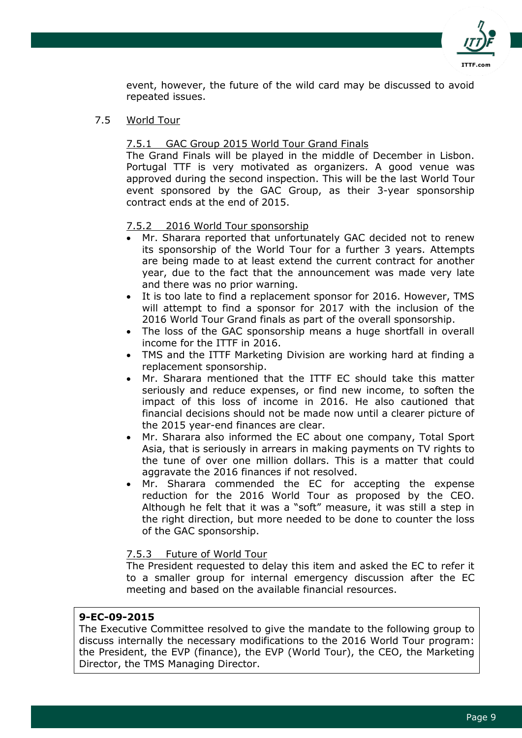event, however, the future of the wild card may be discussed to avoid repeated issues.

### 7.5 World Tour

#### 7.5.1 GAC Group 2015 World Tour Grand Finals

The Grand Finals will be played in the middle of December in Lisbon. Portugal TTF is very motivated as organizers. A good venue was approved during the second inspection. This will be the last World Tour event sponsored by the GAC Group, as their 3-year sponsorship contract ends at the end of 2015.

#### 7.5.2 2016 World Tour sponsorship

- Mr. Sharara reported that unfortunately GAC decided not to renew its sponsorship of the World Tour for a further 3 years. Attempts are being made to at least extend the current contract for another year, due to the fact that the announcement was made very late and there was no prior warning.
- It is too late to find a replacement sponsor for 2016. However, TMS will attempt to find a sponsor for 2017 with the inclusion of the 2016 World Tour Grand finals as part of the overall sponsorship.
- The loss of the GAC sponsorship means a huge shortfall in overall income for the ITTF in 2016.
- TMS and the ITTF Marketing Division are working hard at finding a replacement sponsorship.
- Mr. Sharara mentioned that the ITTF EC should take this matter seriously and reduce expenses, or find new income, to soften the impact of this loss of income in 2016. He also cautioned that financial decisions should not be made now until a clearer picture of the 2015 year-end finances are clear.
- Mr. Sharara also informed the EC about one company, Total Sport Asia, that is seriously in arrears in making payments on TV rights to the tune of over one million dollars. This is a matter that could aggravate the 2016 finances if not resolved.
- Mr. Sharara commended the EC for accepting the expense reduction for the 2016 World Tour as proposed by the CEO. Although he felt that it was a "soft" measure, it was still a step in the right direction, but more needed to be done to counter the loss of the GAC sponsorship.

#### 7.5.3 Future of World Tour

The President requested to delay this item and asked the EC to refer it to a smaller group for internal emergency discussion after the EC meeting and based on the available financial resources.

**9-EC-09-2015**
The Executive Committee resolved to give the mandate to the following group to discuss internally the necessary modifications to the 2016 World Tour program: the President, the EVP (finance), the EVP (World Tour), the CEO, the Marketing Director, the TMS Managing Director.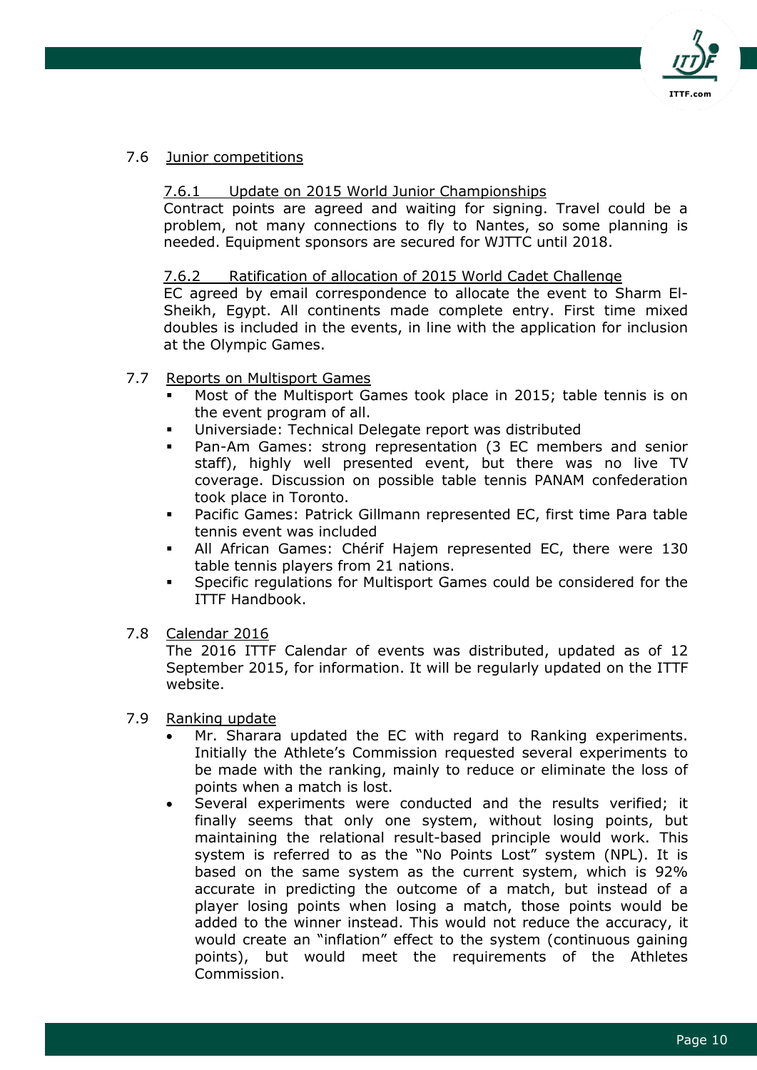## 7.6 Junior competitions

### 7.6.1 Update on 2015 World Junior Championships

Contract points are agreed and waiting for signing. Travel could be a problem, not many connections to fly to Nantes, so some planning is needed. Equipment sponsors are secured for WJTTC until 2018.

### 7.6.2 Ratification of allocation of 2015 World Cadet Challenge

EC agreed by email correspondence to allocate the event to Sharm El-Sheikh, Egypt. All continents made complete entry. First time mixed doubles is included in the events, in line with the application for inclusion at the Olympic Games.

## 7.7 Reports on Multisport Games

- Most of the Multisport Games took place in 2015; table tennis is on the event program of all.
- Universiade: Technical Delegate report was distributed
- Pan-Am Games: strong representation (3 EC members and senior staff), highly well presented event, but there was no live TV coverage. Discussion on possible table tennis PANAM confederation took place in Toronto.
- Pacific Games: Patrick Gillmann represented EC, first time Para table tennis event was included
- All African Games: Chérif Hajem represented EC, there were 130 table tennis players from 21 nations.
- Specific regulations for Multisport Games could be considered for the ITTF Handbook.

## 7.8 Calendar 2016

The 2016 ITTF Calendar of events was distributed, updated as of 12 September 2015, for information. It will be regularly updated on the ITTF website.

## 7.9 Ranking update

- Mr. Sharara updated the EC with regard to Ranking experiments. Initially the Athlete's Commission requested several experiments to be made with the ranking, mainly to reduce or eliminate the loss of points when a match is lost.
- Several experiments were conducted and the results verified; it finally seems that only one system, without losing points, but maintaining the relational result-based principle would work. This system is referred to as the "No Points Lost" system (NPL). It is based on the same system as the current system, which is 92% accurate in predicting the outcome of a match, but instead of a player losing points when losing a match, those points would be added to the winner instead. This would not reduce the accuracy, it would create an "inflation" effect to the system (continuous gaining points), but would meet the requirements of the Athletes Commission.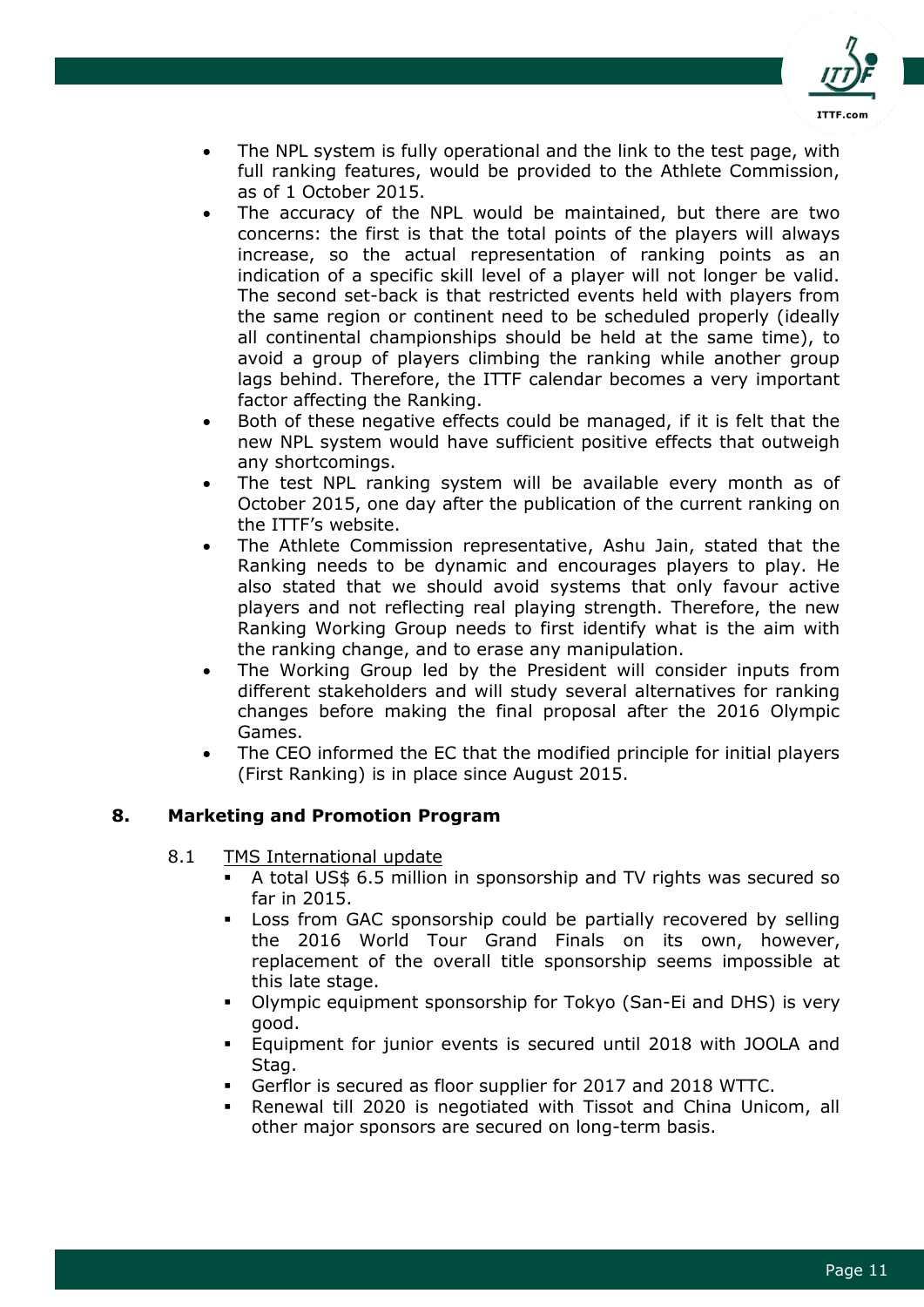- The NPL system is fully operational and the link to the test page, with full ranking features, would be provided to the Athlete Commission, as of 1 October 2015.
- The accuracy of the NPL would be maintained, but there are two concerns: the first is that the total points of the players will always increase, so the actual representation of ranking points as an indication of a specific skill level of a player will not longer be valid. The second set-back is that restricted events held with players from the same region or continent need to be scheduled properly (ideally all continental championships should be held at the same time), to avoid a group of players climbing the ranking while another group lags behind. Therefore, the ITTF calendar becomes a very important factor affecting the Ranking.
- Both of these negative effects could be managed, if it is felt that the new NPL system would have sufficient positive effects that outweigh any shortcomings.
- The test NPL ranking system will be available every month as of October 2015, one day after the publication of the current ranking on the ITTF's website.
- The Athlete Commission representative, Ashu Jain, stated that the Ranking needs to be dynamic and encourages players to play. He also stated that we should avoid systems that only favour active players and not reflecting real playing strength. Therefore, the new Ranking Working Group needs to first identify what is the aim with the ranking change, and to erase any manipulation.
- The Working Group led by the President will consider inputs from different stakeholders and will study several alternatives for ranking changes before making the final proposal after the 2016 Olympic Games.
- The CEO informed the EC that the modified principle for initial players (First Ranking) is in place since August 2015.

## 8. Marketing and Promotion Program

8.1 TMS International update

- A total US$ 6.5 million in sponsorship and TV rights was secured so far in 2015.
- Loss from GAC sponsorship could be partially recovered by selling the 2016 World Tour Grand Finals on its own, however, replacement of the overall title sponsorship seems impossible at this late stage.
- Olympic equipment sponsorship for Tokyo (San-Ei and DHS) is very good.
- Equipment for junior events is secured until 2018 with JOOLA and Stag.
- Gerflor is secured as floor supplier for 2017 and 2018 WTTC.
- Renewal till 2020 is negotiated with Tissot and China Unicom, all other major sponsors are secured on long-term basis.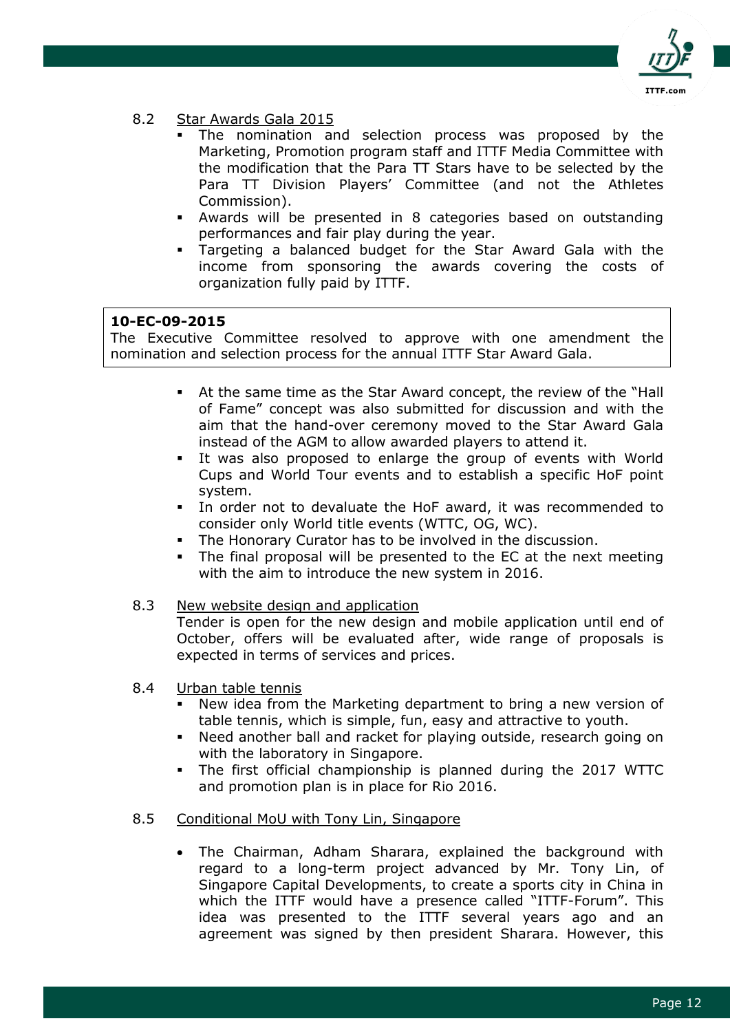8.2 Star Awards Gala 2015

- The nomination and selection process was proposed by the Marketing, Promotion program staff and ITTF Media Committee with the modification that the Para TT Stars have to be selected by the Para TT Division Players' Committee (and not the Athletes Commission).
- Awards will be presented in 8 categories based on outstanding performances and fair play during the year.
- Targeting a balanced budget for the Star Award Gala with the income from sponsoring the awards covering the costs of organization fully paid by ITTF.

> **10-EC-09-2015**
> The Executive Committee resolved to approve with one amendment the nomination and selection process for the annual ITTF Star Award Gala.

- At the same time as the Star Award concept, the review of the "Hall of Fame" concept was also submitted for discussion and with the aim that the hand-over ceremony moved to the Star Award Gala instead of the AGM to allow awarded players to attend it.
- It was also proposed to enlarge the group of events with World Cups and World Tour events and to establish a specific HoF point system.
- In order not to devaluate the HoF award, it was recommended to consider only World title events (WTTC, OG, WC).
- The Honorary Curator has to be involved in the discussion.
- The final proposal will be presented to the EC at the next meeting with the aim to introduce the new system in 2016.

8.3 New website design and application

Tender is open for the new design and mobile application until end of October, offers will be evaluated after, wide range of proposals is expected in terms of services and prices.

8.4 Urban table tennis

- New idea from the Marketing department to bring a new version of table tennis, which is simple, fun, easy and attractive to youth.
- Need another ball and racket for playing outside, research going on with the laboratory in Singapore.
- The first official championship is planned during the 2017 WTTC and promotion plan is in place for Rio 2016.

8.5 Conditional MoU with Tony Lin, Singapore

- The Chairman, Adham Sharara, explained the background with regard to a long-term project advanced by Mr. Tony Lin, of Singapore Capital Developments, to create a sports city in China in which the ITTF would have a presence called "ITTF-Forum". This idea was presented to the ITTF several years ago and an agreement was signed by then president Sharara. However, this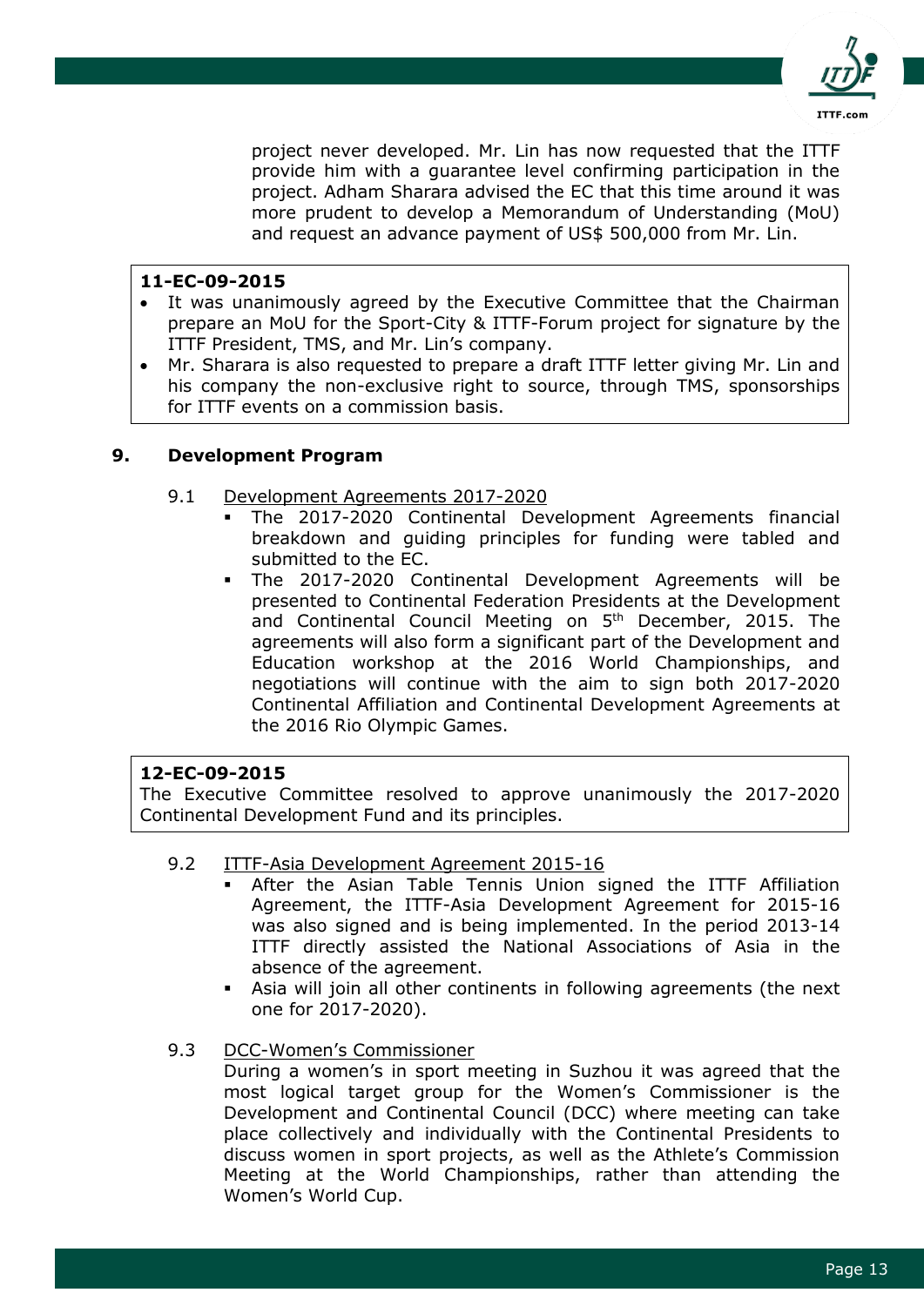project never developed. Mr. Lin has now requested that the ITTF provide him with a guarantee level confirming participation in the project. Adham Sharara advised the EC that this time around it was more prudent to develop a Memorandum of Understanding (MoU) and request an advance payment of US$ 500,000 from Mr. Lin.

> **11-EC-09-2015**
> - It was unanimously agreed by the Executive Committee that the Chairman prepare an MoU for the Sport-City & ITTF-Forum project for signature by the ITTF President, TMS, and Mr. Lin's company.
> - Mr. Sharara is also requested to prepare a draft ITTF letter giving Mr. Lin and his company the non-exclusive right to source, through TMS, sponsorships for ITTF events on a commission basis.

## 9. Development Program

### 9.1 Development Agreements 2017-2020

- The 2017-2020 Continental Development Agreements financial breakdown and guiding principles for funding were tabled and submitted to the EC.
- The 2017-2020 Continental Development Agreements will be presented to Continental Federation Presidents at the Development and Continental Council Meeting on 5th December, 2015. The agreements will also form a significant part of the Development and Education workshop at the 2016 World Championships, and negotiations will continue with the aim to sign both 2017-2020 Continental Affiliation and Continental Development Agreements at the 2016 Rio Olympic Games.

> **12-EC-09-2015**
> The Executive Committee resolved to approve unanimously the 2017-2020 Continental Development Fund and its principles.

### 9.2 ITTF-Asia Development Agreement 2015-16

- After the Asian Table Tennis Union signed the ITTF Affiliation Agreement, the ITTF-Asia Development Agreement for 2015-16 was also signed and is being implemented. In the period 2013-14 ITTF directly assisted the National Associations of Asia in the absence of the agreement.
- Asia will join all other continents in following agreements (the next one for 2017-2020).

### 9.3 DCC-Women's Commissioner

During a women's in sport meeting in Suzhou it was agreed that the most logical target group for the Women's Commissioner is the Development and Continental Council (DCC) where meeting can take place collectively and individually with the Continental Presidents to discuss women in sport projects, as well as the Athlete's Commission Meeting at the World Championships, rather than attending the Women's World Cup.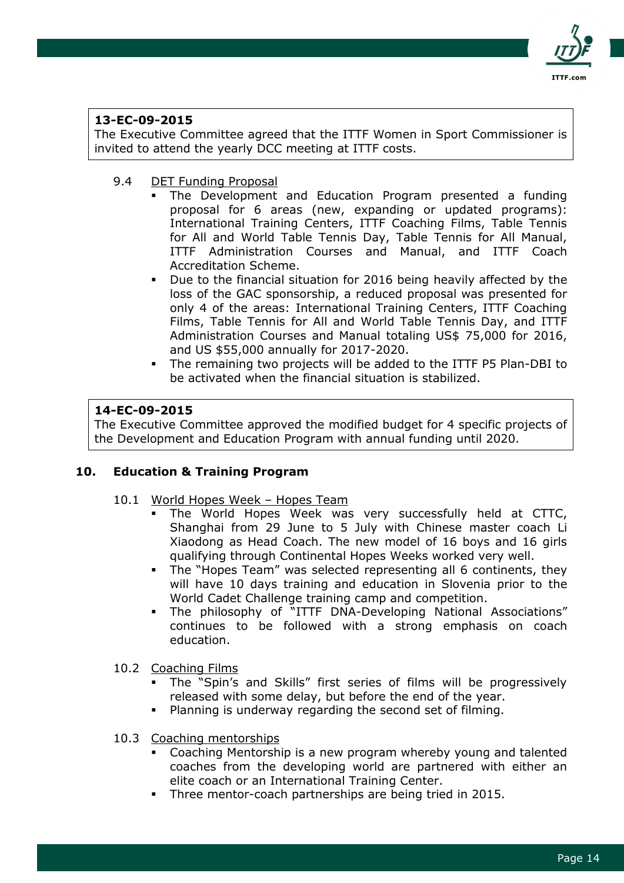**13-EC-09-2015**
The Executive Committee agreed that the ITTF Women in Sport Commissioner is invited to attend the yearly DCC meeting at ITTF costs.

9.4 DET Funding Proposal

- The Development and Education Program presented a funding proposal for 6 areas (new, expanding or updated programs): International Training Centers, ITTF Coaching Films, Table Tennis for All and World Table Tennis Day, Table Tennis for All Manual, ITTF Administration Courses and Manual, and ITTF Coach Accreditation Scheme.
- Due to the financial situation for 2016 being heavily affected by the loss of the GAC sponsorship, a reduced proposal was presented for only 4 of the areas: International Training Centers, ITTF Coaching Films, Table Tennis for All and World Table Tennis Day, and ITTF Administration Courses and Manual totaling US$ 75,000 for 2016, and US $55,000 annually for 2017-2020.
- The remaining two projects will be added to the ITTF P5 Plan-DBI to be activated when the financial situation is stabilized.

**14-EC-09-2015**
The Executive Committee approved the modified budget for 4 specific projects of the Development and Education Program with annual funding until 2020.

## 10. Education & Training Program

10.1 World Hopes Week – Hopes Team

- The World Hopes Week was very successfully held at CTTC, Shanghai from 29 June to 5 July with Chinese master coach Li Xiaodong as Head Coach. The new model of 16 boys and 16 girls qualifying through Continental Hopes Weeks worked very well.
- The "Hopes Team" was selected representing all 6 continents, they will have 10 days training and education in Slovenia prior to the World Cadet Challenge training camp and competition.
- The philosophy of "ITTF DNA-Developing National Associations" continues to be followed with a strong emphasis on coach education.

10.2 Coaching Films

- The "Spin's and Skills" first series of films will be progressively released with some delay, but before the end of the year.
- Planning is underway regarding the second set of filming.

10.3 Coaching mentorships

- Coaching Mentorship is a new program whereby young and talented coaches from the developing world are partnered with either an elite coach or an International Training Center.
- Three mentor-coach partnerships are being tried in 2015.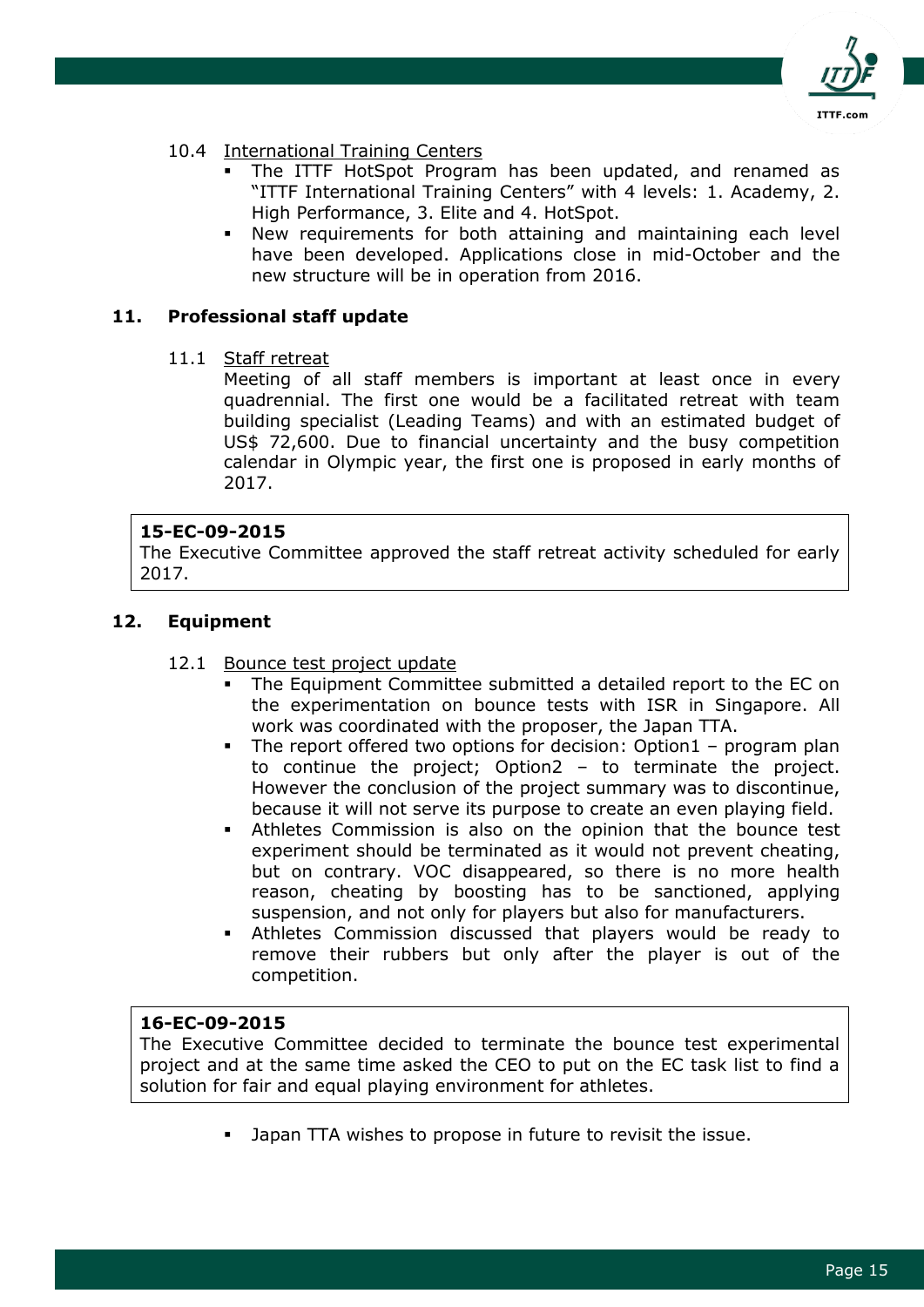10.4 International Training Centers

- The ITTF HotSpot Program has been updated, and renamed as "ITTF International Training Centers" with 4 levels: 1. Academy, 2. High Performance, 3. Elite and 4. HotSpot.
- New requirements for both attaining and maintaining each level have been developed. Applications close in mid-October and the new structure will be in operation from 2016.

## 11. Professional staff update

11.1 Staff retreat

Meeting of all staff members is important at least once in every quadrennial. The first one would be a facilitated retreat with team building specialist (Leading Teams) and with an estimated budget of US$ 72,600. Due to financial uncertainty and the busy competition calendar in Olympic year, the first one is proposed in early months of 2017.

> **15-EC-09-2015**
> The Executive Committee approved the staff retreat activity scheduled for early 2017.

## 12. Equipment

12.1 Bounce test project update

- The Equipment Committee submitted a detailed report to the EC on the experimentation on bounce tests with ISR in Singapore. All work was coordinated with the proposer, the Japan TTA.
- The report offered two options for decision: Option1 – program plan to continue the project; Option2 – to terminate the project. However the conclusion of the project summary was to discontinue, because it will not serve its purpose to create an even playing field.
- Athletes Commission is also on the opinion that the bounce test experiment should be terminated as it would not prevent cheating, but on contrary. VOC disappeared, so there is no more health reason, cheating by boosting has to be sanctioned, applying suspension, and not only for players but also for manufacturers.
- Athletes Commission discussed that players would be ready to remove their rubbers but only after the player is out of the competition.

> **16-EC-09-2015**
> The Executive Committee decided to terminate the bounce test experimental project and at the same time asked the CEO to put on the EC task list to find a solution for fair and equal playing environment for athletes.

- Japan TTA wishes to propose in future to revisit the issue.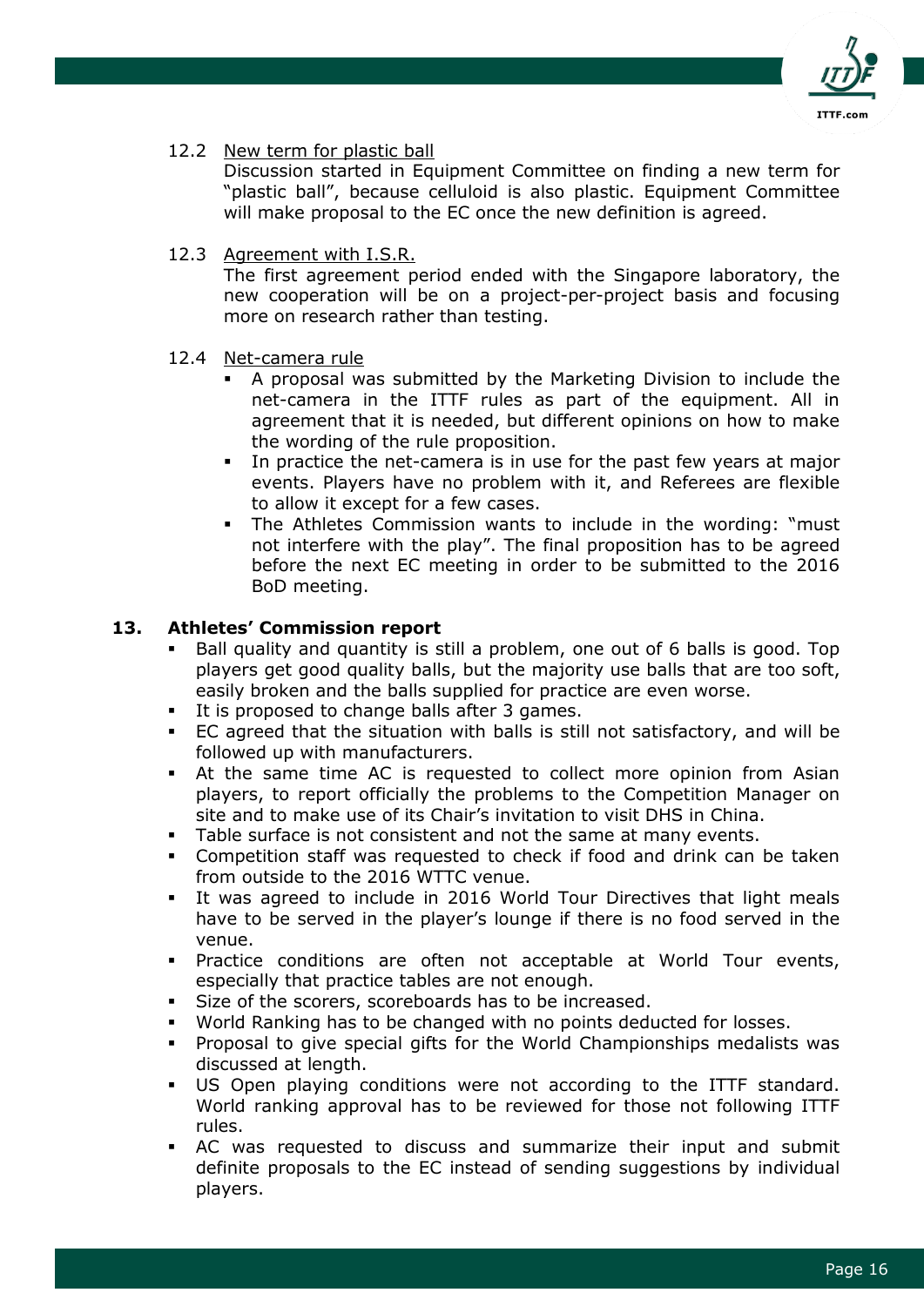12.2 <u>New term for plastic ball</u>

Discussion started in Equipment Committee on finding a new term for “plastic ball”, because celluloid is also plastic. Equipment Committee will make proposal to the EC once the new definition is agreed.

12.3 <u>Agreement with I.S.R.</u>

The first agreement period ended with the Singapore laboratory, the new cooperation will be on a project-per-project basis and focusing more on research rather than testing.

12.4 <u>Net-camera rule</u>

- A proposal was submitted by the Marketing Division to include the net-camera in the ITTF rules as part of the equipment. All in agreement that it is needed, but different opinions on how to make the wording of the rule proposition.
- In practice the net-camera is in use for the past few years at major events. Players have no problem with it, and Referees are flexible to allow it except for a few cases.
- The Athletes Commission wants to include in the wording: “must not interfere with the play”. The final proposition has to be agreed before the next EC meeting in order to be submitted to the 2016 BoD meeting.

## 13. Athletes’ Commission report

- Ball quality and quantity is still a problem, one out of 6 balls is good. Top players get good quality balls, but the majority use balls that are too soft, easily broken and the balls supplied for practice are even worse.
- It is proposed to change balls after 3 games.
- EC agreed that the situation with balls is still not satisfactory, and will be followed up with manufacturers.
- At the same time AC is requested to collect more opinion from Asian players, to report officially the problems to the Competition Manager on site and to make use of its Chair’s invitation to visit DHS in China.
- Table surface is not consistent and not the same at many events.
- Competition staff was requested to check if food and drink can be taken from outside to the 2016 WTTC venue.
- It was agreed to include in 2016 World Tour Directives that light meals have to be served in the player’s lounge if there is no food served in the venue.
- Practice conditions are often not acceptable at World Tour events, especially that practice tables are not enough.
- Size of the scorers, scoreboards has to be increased.
- World Ranking has to be changed with no points deducted for losses.
- Proposal to give special gifts for the World Championships medalists was discussed at length.
- US Open playing conditions were not according to the ITTF standard. World ranking approval has to be reviewed for those not following ITTF rules.
- AC was requested to discuss and summarize their input and submit definite proposals to the EC instead of sending suggestions by individual players.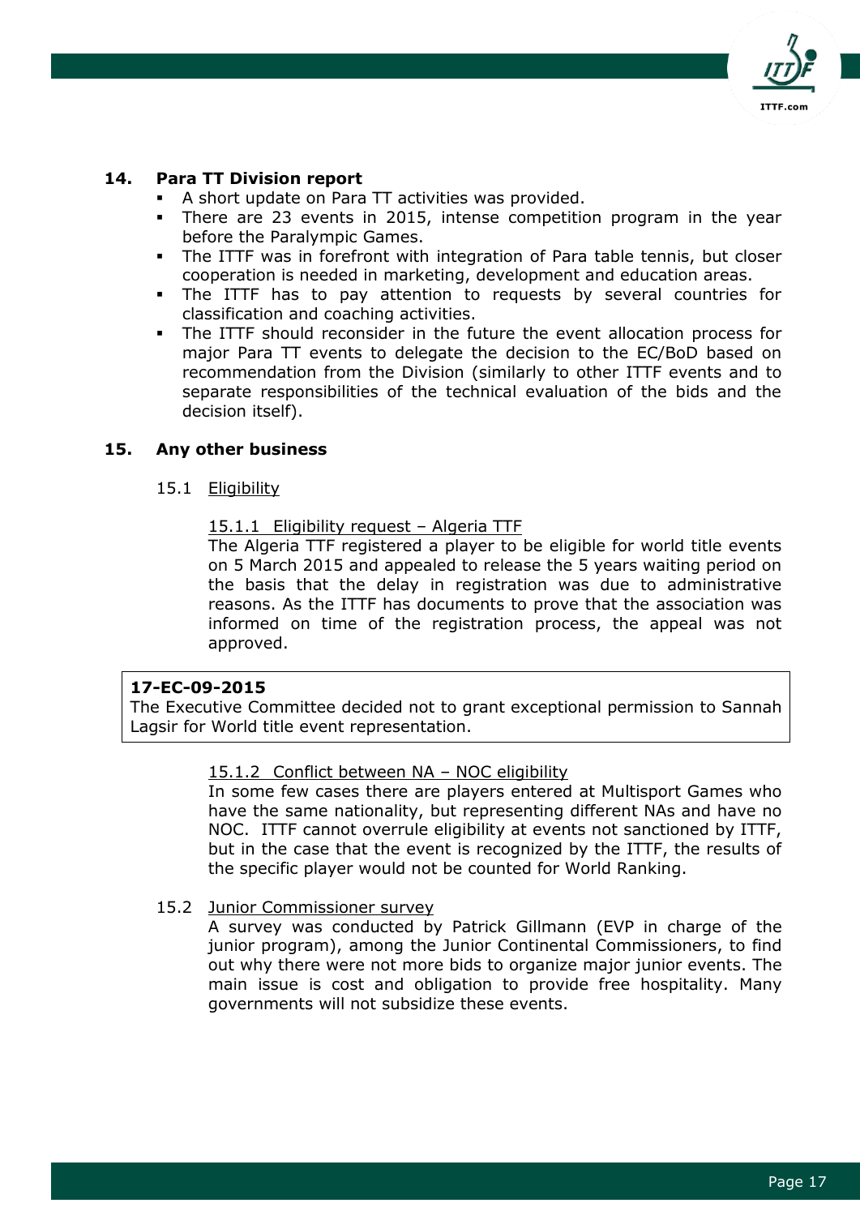## 14. Para TT Division report

- A short update on Para TT activities was provided.
- There are 23 events in 2015, intense competition program in the year before the Paralympic Games.
- The ITTF was in forefront with integration of Para table tennis, but closer cooperation is needed in marketing, development and education areas.
- The ITTF has to pay attention to requests by several countries for classification and coaching activities.
- The ITTF should reconsider in the future the event allocation process for major Para TT events to delegate the decision to the EC/BoD based on recommendation from the Division (similarly to other ITTF events and to separate responsibilities of the technical evaluation of the bids and the decision itself).

## 15. Any other business

### 15.1 Eligibility

#### 15.1.1 Eligibility request – Algeria TTF

The Algeria TTF registered a player to be eligible for world title events on 5 March 2015 and appealed to release the 5 years waiting period on the basis that the delay in registration was due to administrative reasons. As the ITTF has documents to prove that the association was informed on time of the registration process, the appeal was not approved.

**17-EC-09-2015**
The Executive Committee decided not to grant exceptional permission to Sannah Lagsir for World title event representation.

#### 15.1.2 Conflict between NA – NOC eligibility

In some few cases there are players entered at Multisport Games who have the same nationality, but representing different NAs and have no NOC. ITTF cannot overrule eligibility at events not sanctioned by ITTF, but in the case that the event is recognized by the ITTF, the results of the specific player would not be counted for World Ranking.

### 15.2 Junior Commissioner survey

A survey was conducted by Patrick Gillmann (EVP in charge of the junior program), among the Junior Continental Commissioners, to find out why there were not more bids to organize major junior events. The main issue is cost and obligation to provide free hospitality. Many governments will not subsidize these events.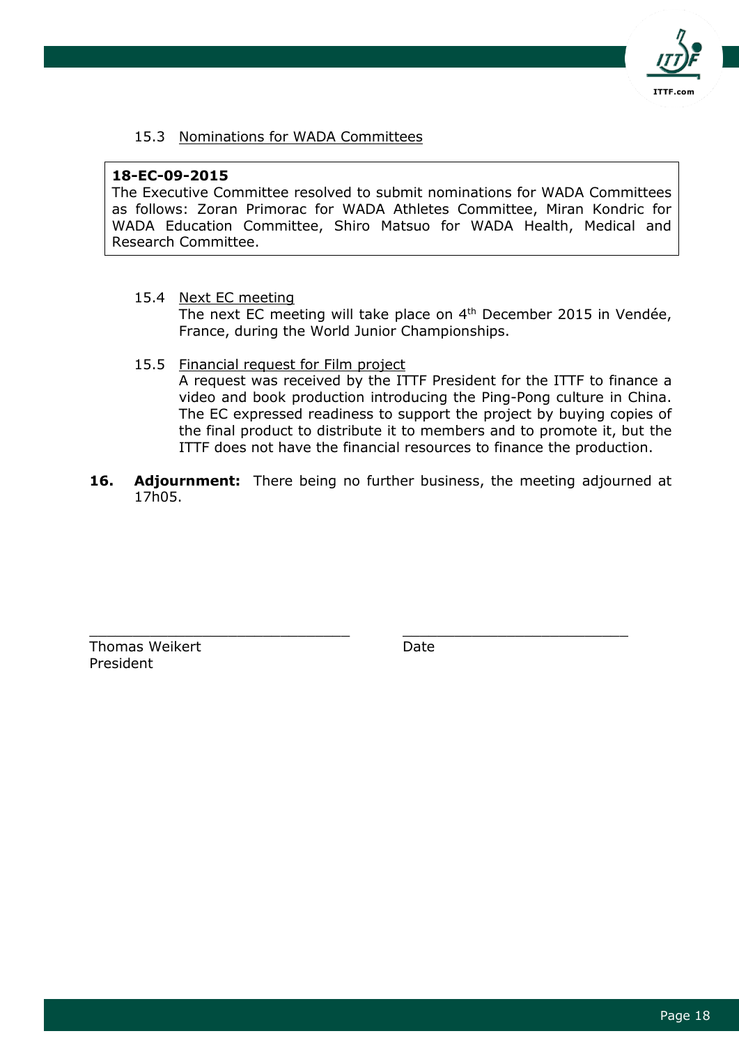15.3 Nominations for WADA Committees

> **18-EC-09-2015**
> The Executive Committee resolved to submit nominations for WADA Committees as follows: Zoran Primorac for WADA Athletes Committee, Miran Kondric for WADA Education Committee, Shiro Matsuo for WADA Health, Medical and Research Committee.

15.4 Next EC meeting

The next EC meeting will take place on 4th December 2015 in Vendée, France, during the World Junior Championships.

15.5 Financial request for Film project

A request was received by the ITTF President for the ITTF to finance a video and book production introducing the Ping-Pong culture in China. The EC expressed readiness to support the project by buying copies of the final product to distribute it to members and to promote it, but the ITTF does not have the financial resources to finance the production.

**16. Adjournment:** There being no further business, the meeting adjourned at 17h05.

\_\_\_\_\_\_\_\_\_\_\_\_\_\_\_\_\_\_\_\_\_\_\_\_\_\_\_\_\_\_\_ &nbsp;&nbsp;&nbsp;&nbsp; \_\_\_\_\_\_\_\_\_\_\_\_\_\_\_\_\_\_\_\_\_\_\_\_\_\_\_

Thomas Weikert
President

Date